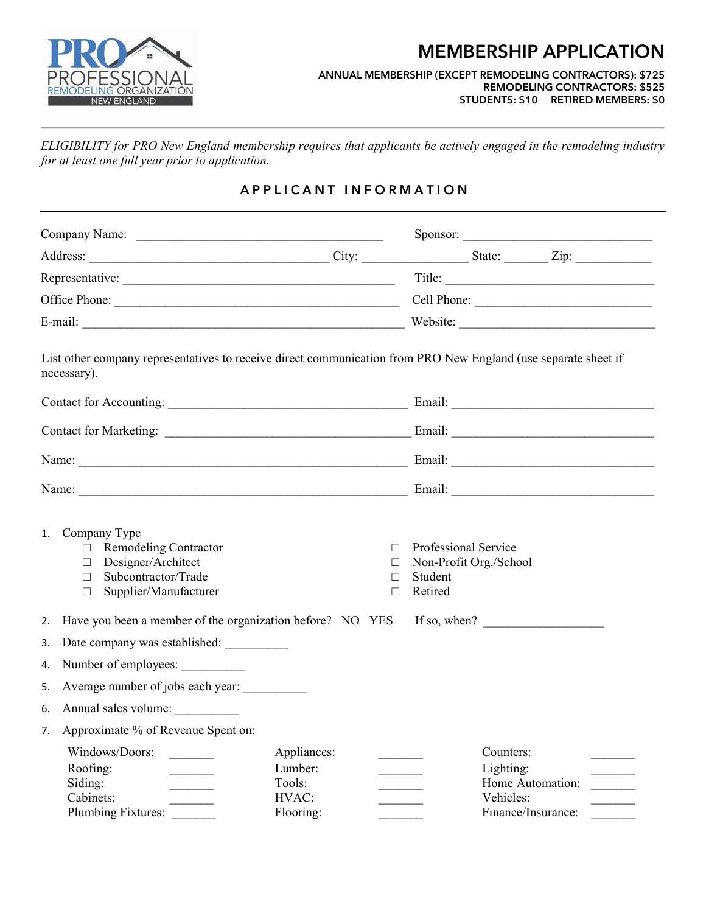PRO PROFESSIONAL REMODELING ORGANIZATION NEW ENGLAND

# MEMBERSHIP APPLICATION

**ANNUAL MEMBERSHIP (EXCEPT REMODELING CONTRACTORS): $725**
**REMODELING CONTRACTORS: $525**
**STUDENTS: $10 RETIRED MEMBERS: $0**

---

*ELIGIBILITY for PRO New England membership requires that applicants be actively engaged in the remodeling industry for at least one full year prior to application.*

## APPLICANT INFORMATION

Company Name: ______________________________________ Sponsor: ______________________________

Address: ______________________________________ City: ________________ State: _______ Zip: ____________

Representative: ______________________________________________ Title: __________________________________

Office Phone: ______________________________________________ Cell Phone: ____________________________

E-mail: __________________________________________________ Website: ______________________________

List other company representatives to receive direct communication from PRO New England (use separate sheet if necessary).

Contact for Accounting: ______________________________________ Email: ________________________________

Contact for Marketing: ______________________________________ Email: ________________________________

Name: __________________________________________________ Email: ________________________________

Name: __________________________________________________ Email: ________________________________

1. Company Type
   - ☐ Remodeling Contractor
   - ☐ Designer/Architect
   - ☐ Subcontractor/Trade
   - ☐ Supplier/Manufacturer
   - ☐ Professional Service
   - ☐ Non-Profit Org./School
   - ☐ Student
   - ☐ Retired
2. Have you been a member of the organization before? NO YES If so, when? __________________
3. Date company was established: __________
4. Number of employees: __________
5. Average number of jobs each year: __________
6. Annual sales volume: __________
7. Approximate % of Revenue Spent on:

| | | | | | |
|---|---|---|---|---|---|
| Windows/Doors: | _______ | Appliances: | _______ | Counters: | _______ |
| Roofing: | _______ | Lumber: | _______ | Lighting: | _______ |
| Siding: | _______ | Tools: | _______ | Home Automation: | _______ |
| Cabinets: | _______ | HVAC: | _______ | Vehicles: | _______ |
| Plumbing Fixtures: | _______ | Flooring: | _______ | Finance/Insurance: | _______ |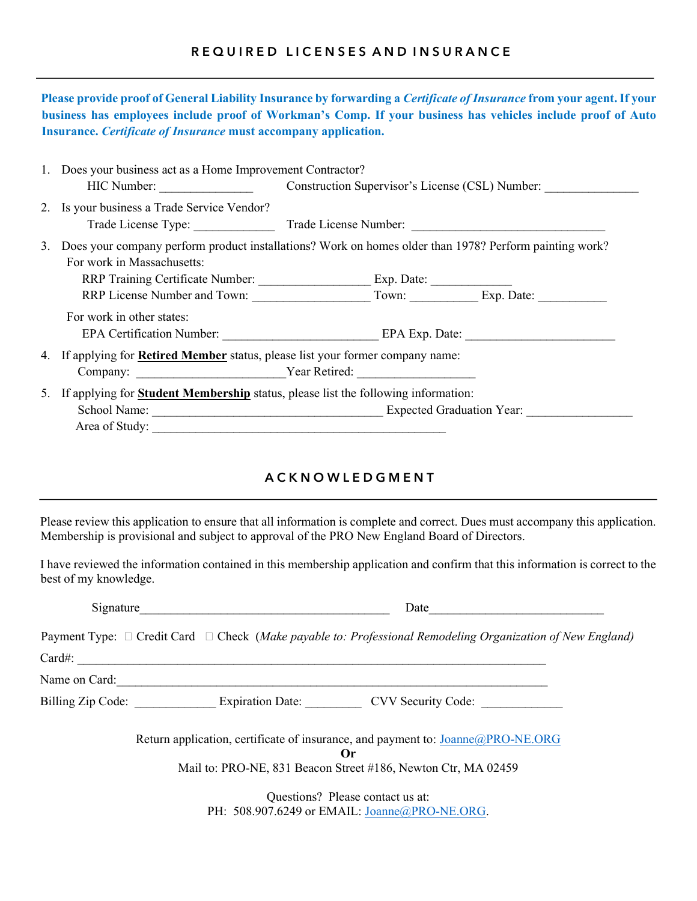## REQUIRED LICENSES AND INSURANCE

**Please provide proof of General Liability Insurance by forwarding a *Certificate of Insurance* from your agent. If your business has employees include proof of Workman's Comp. If your business has vehicles include proof of Auto Insurance. *Certificate of Insurance* must accompany application.**

1. Does your business act as a Home Improvement Contractor?
   HIC Number: _______________ Construction Supervisor's License (CSL) Number: _______________
2. Is your business a Trade Service Vendor?
   Trade License Type: _____________ Trade License Number: _______________________________
3. Does your company perform product installations? Work on homes older than 1978? Perform painting work?
   For work in Massachusetts:
   RRP Training Certificate Number: __________________ Exp. Date: _____________
   RRP License Number and Town: ___________________ Town: ___________ Exp. Date: ___________

   For work in other states:
   EPA Certification Number: ________________________ EPA Exp. Date: ________________________
4. If applying for **<u>Retired Member</u>** status, please list your former company name:
   Company: ________________________Year Retired: ___________________
5. If applying for **<u>Student Membership</u>** status, please list the following information:
   School Name: _____________________________________ Expected Graduation Year: _________________
   Area of Study: _______________________________________________

## ACKNOWLEDGMENT

Please review this application to ensure that all information is complete and correct. Dues must accompany this application. Membership is provisional and subject to approval of the PRO New England Board of Directors.

I have reviewed the information contained in this membership application and confirm that this information is correct to the best of my knowledge.

Signature________________________________________ Date____________________________

Payment Type: ☐ Credit Card ☐ Check (*Make payable to: Professional Remodeling Organization of New England)*

Card#: ____________________________________________________________________________

Name on Card:______________________________________________________________________

Billing Zip Code: _____________ Expiration Date: _________ CVV Security Code: _____________

Return application, certificate of insurance, and payment to: Joanne@PRO-NE.ORG

**Or**

Mail to: PRO-NE, 831 Beacon Street #186, Newton Ctr, MA 02459

Questions? Please contact us at:
PH: 508.907.6249 or EMAIL: Joanne@PRO-NE.ORG.